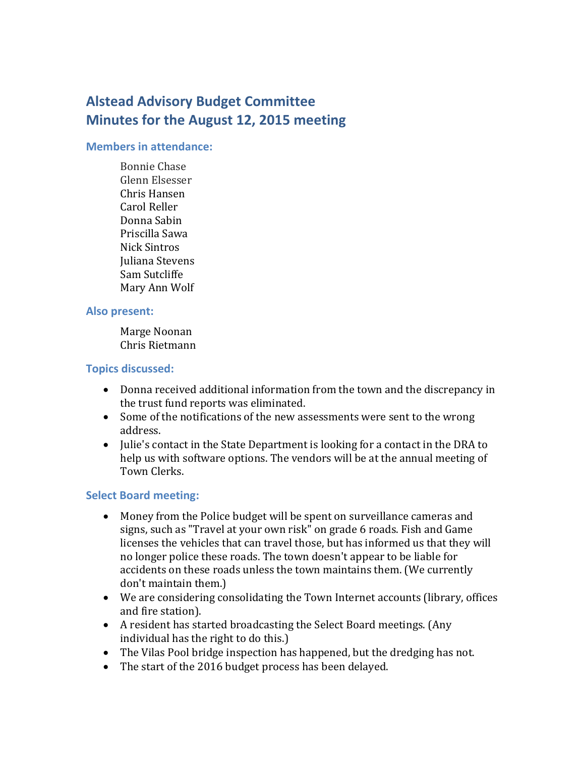# Alstead Advisory Budget Committee
# Minutes for the August 12, 2015 meeting

### Members in attendance:

Bonnie Chase
Glenn Elsesser
Chris Hansen
Carol Reller
Donna Sabin
Priscilla Sawa
Nick Sintros
Juliana Stevens
Sam Sutcliffe
Mary Ann Wolf

### Also present:

Marge Noonan
Chris Rietmann

### Topics discussed:

- Donna received additional information from the town and the discrepancy in the trust fund reports was eliminated.
- Some of the notifications of the new assessments were sent to the wrong address.
- Julie's contact in the State Department is looking for a contact in the DRA to help us with software options. The vendors will be at the annual meeting of Town Clerks.

### Select Board meeting:

- Money from the Police budget will be spent on surveillance cameras and signs, such as "Travel at your own risk" on grade 6 roads. Fish and Game licenses the vehicles that can travel those, but has informed us that they will no longer police these roads. The town doesn't appear to be liable for accidents on these roads unless the town maintains them. (We currently don't maintain them.)
- We are considering consolidating the Town Internet accounts (library, offices and fire station).
- A resident has started broadcasting the Select Board meetings. (Any individual has the right to do this.)
- The Vilas Pool bridge inspection has happened, but the dredging has not.
- The start of the 2016 budget process has been delayed.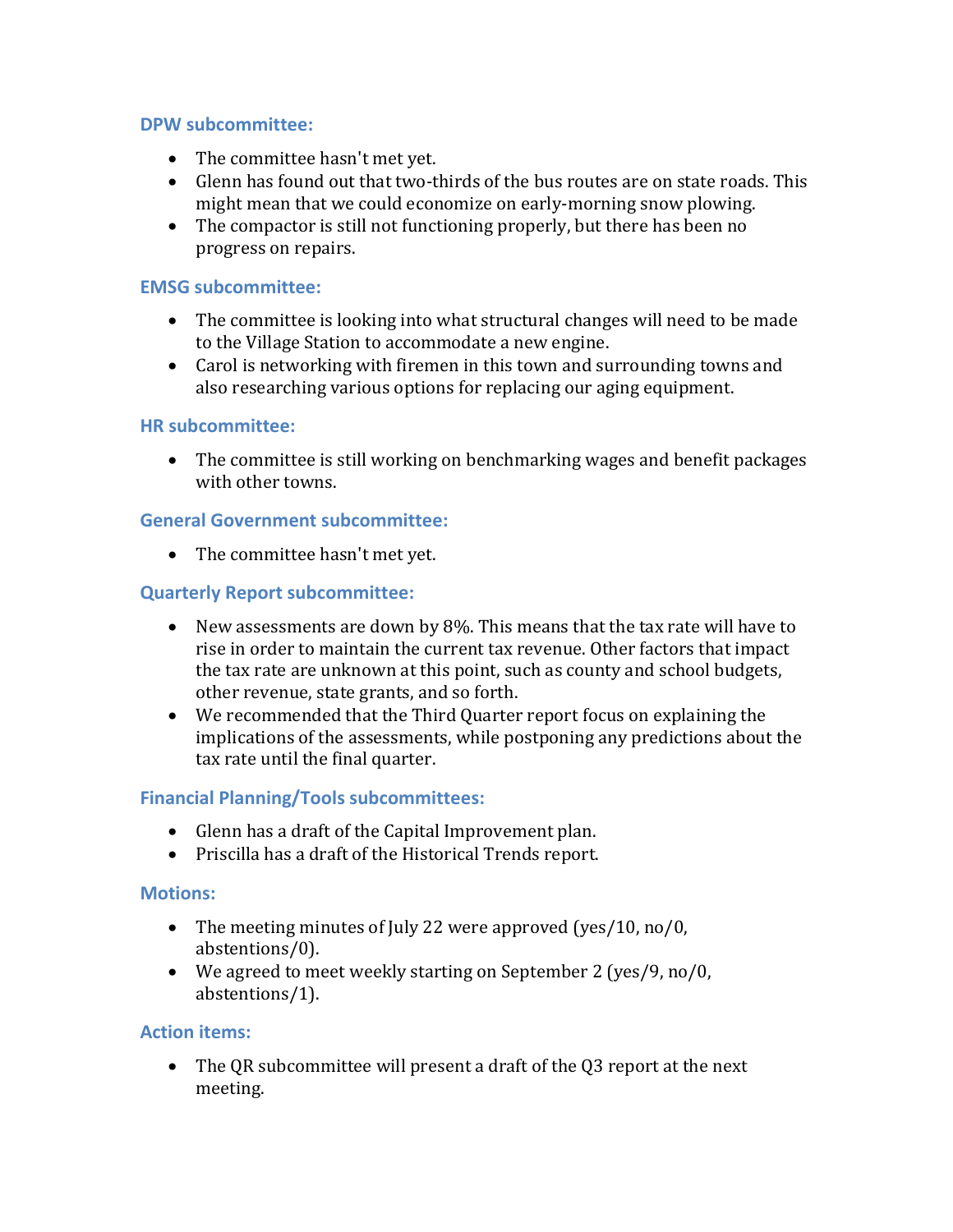### DPW subcommittee:

- The committee hasn't met yet.
- Glenn has found out that two-thirds of the bus routes are on state roads. This might mean that we could economize on early-morning snow plowing.
- The compactor is still not functioning properly, but there has been no progress on repairs.

### EMSG subcommittee:

- The committee is looking into what structural changes will need to be made to the Village Station to accommodate a new engine.
- Carol is networking with firemen in this town and surrounding towns and also researching various options for replacing our aging equipment.

### HR subcommittee:

- The committee is still working on benchmarking wages and benefit packages with other towns.

### General Government subcommittee:

- The committee hasn't met yet.

### Quarterly Report subcommittee:

- New assessments are down by 8%. This means that the tax rate will have to rise in order to maintain the current tax revenue. Other factors that impact the tax rate are unknown at this point, such as county and school budgets, other revenue, state grants, and so forth.
- We recommended that the Third Quarter report focus on explaining the implications of the assessments, while postponing any predictions about the tax rate until the final quarter.

### Financial Planning/Tools subcommittees:

- Glenn has a draft of the Capital Improvement plan.
- Priscilla has a draft of the Historical Trends report.

### Motions:

- The meeting minutes of July 22 were approved (yes/10, no/0, abstentions/0).
- We agreed to meet weekly starting on September 2 (yes/9, no/0, abstentions/1).

### Action items:

- The QR subcommittee will present a draft of the Q3 report at the next meeting.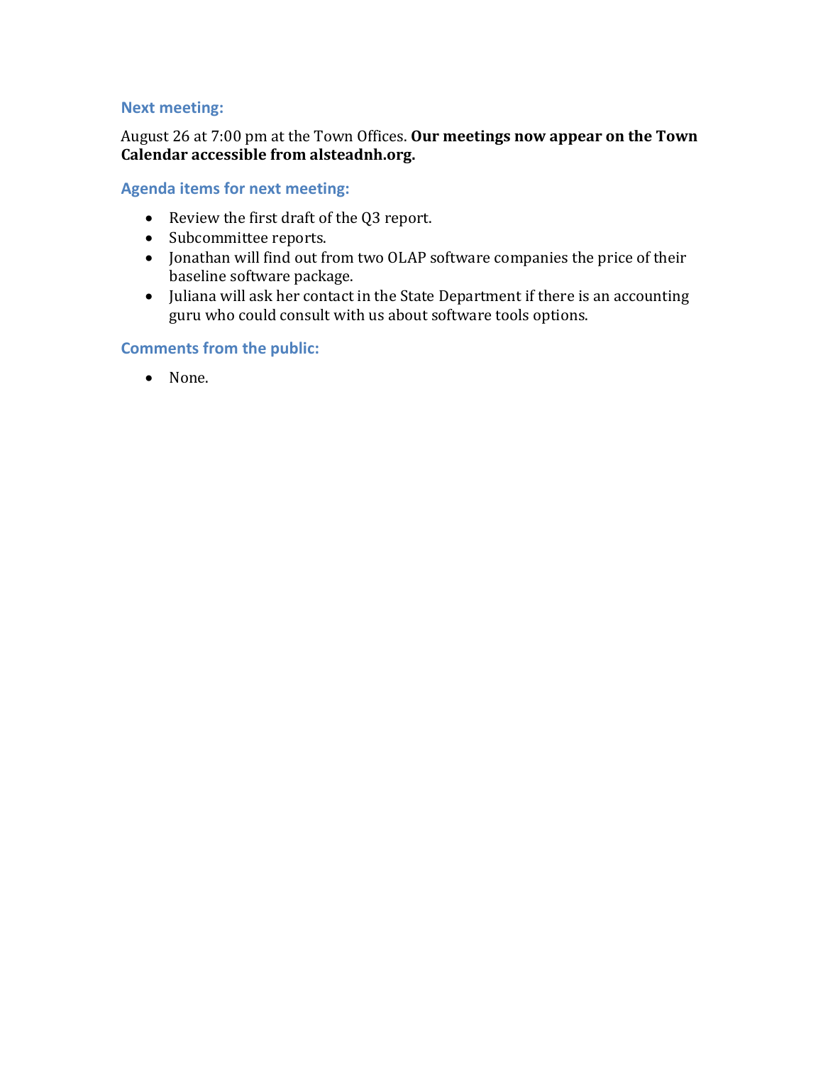### Next meeting:

August 26 at 7:00 pm at the Town Offices. **Our meetings now appear on the Town Calendar accessible from alsteadnh.org.**

### Agenda items for next meeting:

- Review the first draft of the Q3 report.
- Subcommittee reports.
- Jonathan will find out from two OLAP software companies the price of their baseline software package.
- Juliana will ask her contact in the State Department if there is an accounting guru who could consult with us about software tools options.

### Comments from the public:

- None.